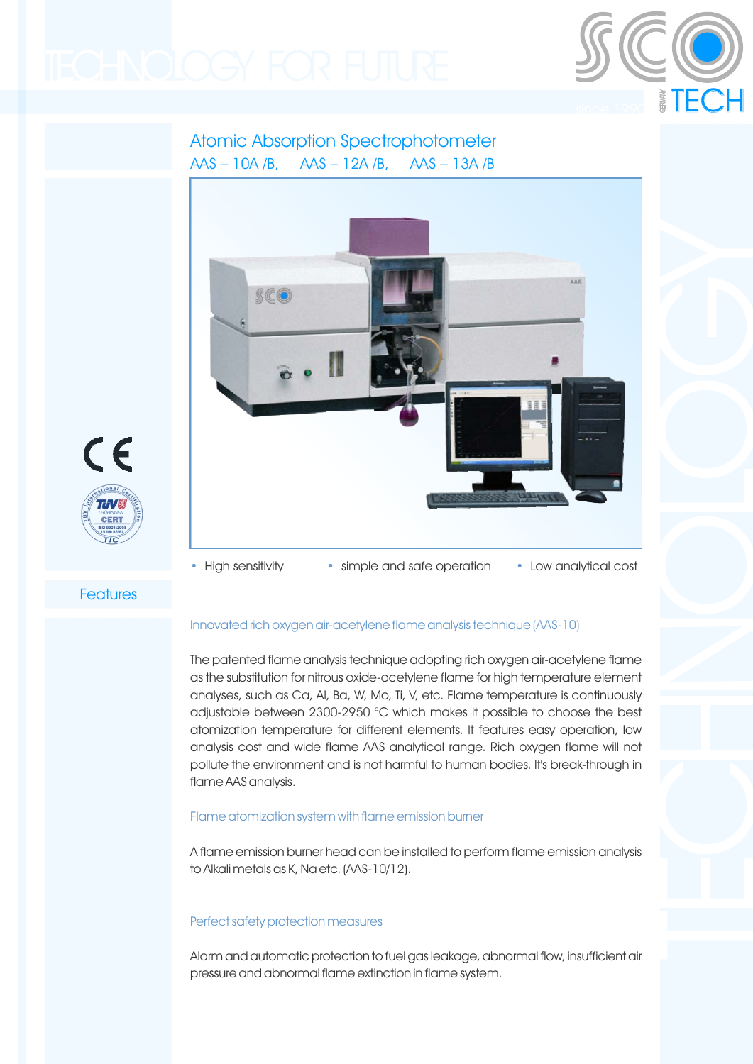# Atomic Absorption Spectrophotometer

## AAS – 10A /B, AAS – 12A /B, AAS – 13A /B

- High sensitivity
- simple and safe operation
- Low analytical cost

## Features

### Innovated rich oxygen air-acetylene flame analysis technique (AAS-10)

The patented flame analysis technique adopting rich oxygen air-acetylene flame as the substitution for nitrous oxide-acetylene flame for high temperature element analyses, such as Ca, Al, Ba, W, Mo, Ti, V, etc. Flame temperature is continuously adjustable between 2300-2950 °C which makes it possible to choose the best atomization temperature for different elements. It features easy operation, low analysis cost and wide flame AAS analytical range. Rich oxygen flame will not pollute the environment and is not harmful to human bodies. It's break-through in flame AAS analysis.

### Flame atomization system with flame emission burner

A flame emission burner head can be installed to perform flame emission analysis to Alkali metals as K, Na etc. (AAS-10/12).

### Perfect safety protection measures

Alarm and automatic protection to fuel gas leakage, abnormal flow, insufficient air pressure and abnormal flame extinction in flame system.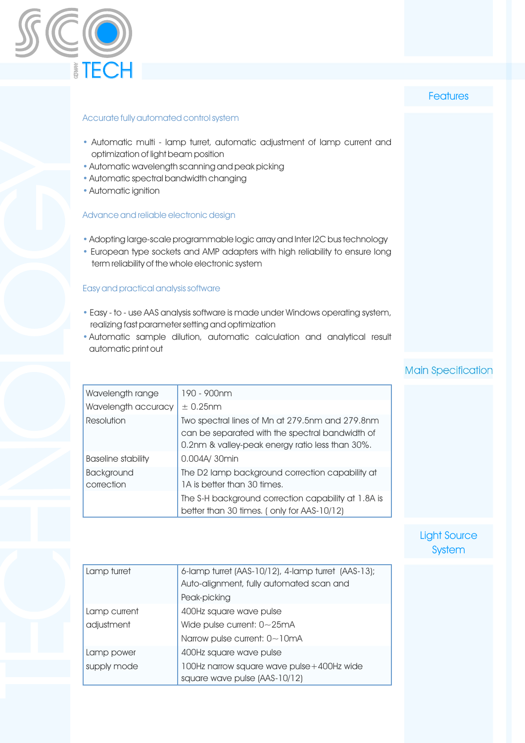## Features

### Accurate fully automated control system

- Automatic multi - lamp turret, automatic adjustment of lamp current and optimization of light beam position
- Automatic wavelength scanning and peak picking
- Automatic spectral bandwidth changing
- Automatic ignition

### Advance and reliable electronic design

- Adopting large-scale programmable logic array and Inter I2C bus technology
- European type sockets and AMP adapters with high reliability to ensure long term reliability of the whole electronic system

### Easy and practical analysis software

- Easy - to - use AAS analysis software is made under Windows operating system, realizing fast parameter setting and optimization
- Automatic sample dilution, automatic calculation and analytical result automatic print out

## Main Specification

| | |
|---|---|
| Wavelength range | 190 - 900nm |
| Wavelength accuracy | ± 0.25nm |
| Resolution | Two spectral lines of Mn at 279.5nm and 279.8nm can be separated with the spectral bandwidth of 0.2nm & valley-peak energy ratio less than 30%. |
| Baseline stability | 0.004A/ 30min |
| Background correction | The D2 lamp background correction capability at 1A is better than 30 times. |
| | The S-H background correction capability at 1.8A is better than 30 times. ( only for AAS-10/12) |

## Light Source System

| | |
|---|---|
| Lamp turret | 6-lamp turret (AAS-10/12), 4-lamp turret (AAS-13); Auto-alignment, fully automated scan and Peak-picking |
| Lamp current adjustment | 400Hz square wave pulse<br>Wide pulse current: 0~25mA<br>Narrow pulse current: 0~10mA |
| Lamp power supply mode | 400Hz square wave pulse<br>100Hz narrow square wave pulse+400Hz wide square wave pulse (AAS-10/12) |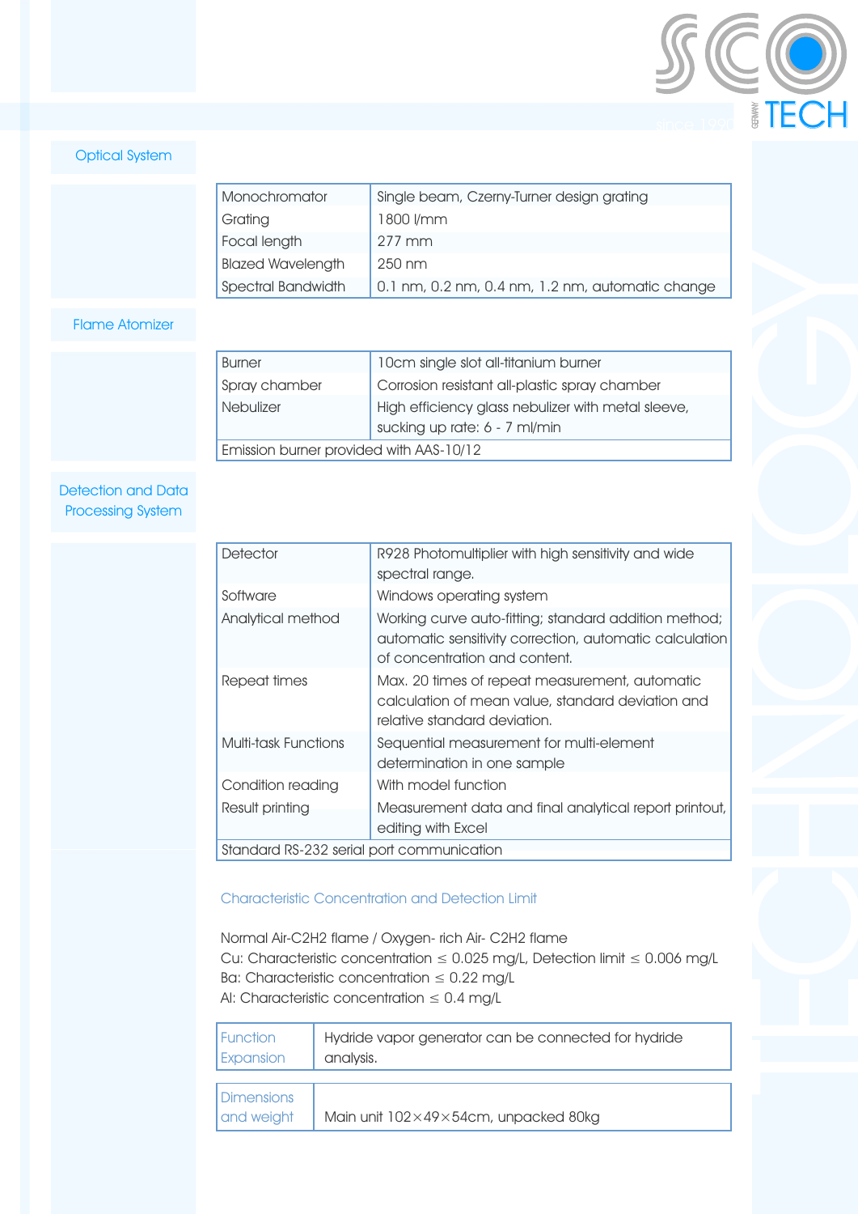## Optical System

| | |
|---|---|
| Monochromator | Single beam, Czerny-Turner design grating |
| Grating | 1800 l/mm |
| Focal length | 277 mm |
| Blazed Wavelength | 250 nm |
| Spectral Bandwidth | 0.1 nm, 0.2 nm, 0.4 nm, 1.2 nm, automatic change |

## Flame Atomizer

| | |
|---|---|
| Burner | 10cm single slot all-titanium burner |
| Spray chamber | Corrosion resistant all-plastic spray chamber |
| Nebulizer | High efficiency glass nebulizer with metal sleeve, sucking up rate: 6 - 7 ml/min |
| Emission burner provided with AAS-10/12 | |

## Detection and Data Processing System

| | |
|---|---|
| Detector | R928 Photomultiplier with high sensitivity and wide spectral range. |
| Software | Windows operating system |
| Analytical method | Working curve auto-fitting; standard addition method; automatic sensitivity correction, automatic calculation of concentration and content. |
| Repeat times | Max. 20 times of repeat measurement, automatic calculation of mean value, standard deviation and relative standard deviation. |
| Multi-task Functions | Sequential measurement for multi-element determination in one sample |
| Condition reading | With model function |
| Result printing | Measurement data and final analytical report printout, editing with Excel |
| Standard RS-232 serial port communication | |

### Characteristic Concentration and Detection Limit

Normal Air-$C_2H_2$ flame / Oxygen- rich Air- $C_2H_2$ flame
Cu: Characteristic concentration ≤ 0.025 mg/L, Detection limit ≤ 0.006 mg/L
Ba: Characteristic concentration ≤ 0.22 mg/L
Al: Characteristic concentration ≤ 0.4 mg/L

| | |
|---|---|
| Function Expansion | Hydride vapor generator can be connected for hydride analysis. |

| | |
|---|---|
| Dimensions and weight | Main unit 102×49×54cm, unpacked 80kg |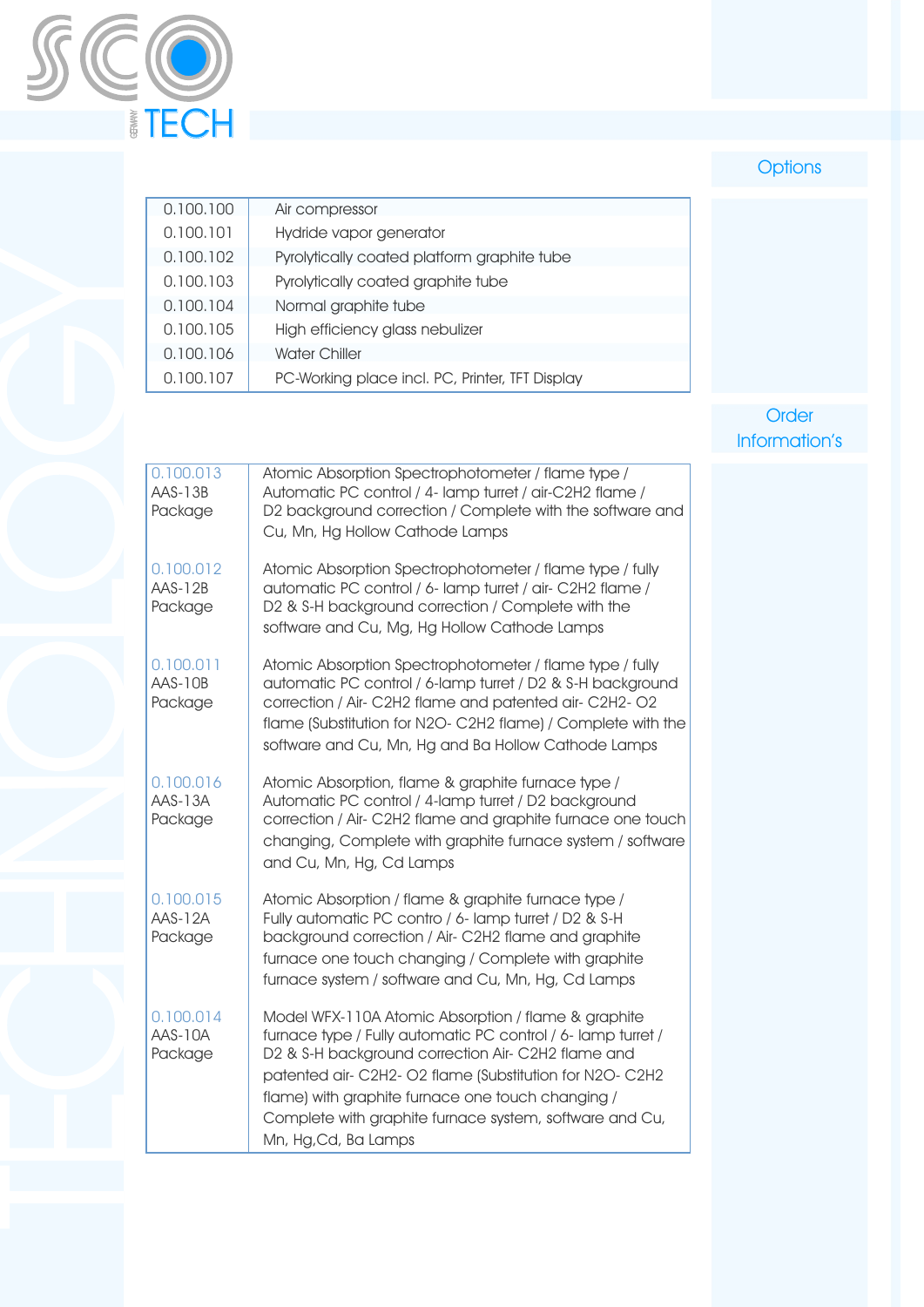## Options

| | |
|---|---|
| 0.100.100 | Air compressor |
| 0.100.101 | Hydride vapor generator |
| 0.100.102 | Pyrolytically coated platform graphite tube |
| 0.100.103 | Pyrolytically coated graphite tube |
| 0.100.104 | Normal graphite tube |
| 0.100.105 | High efficiency glass nebulizer |
| 0.100.106 | Water Chiller |
| 0.100.107 | PC-Working place incl. PC, Printer, TFT Display |

## Order Information's

| | |
|---|---|
| 0.100.013 AAS-13B Package | Atomic Absorption Spectrophotometer / flame type / Automatic PC control / 4- lamp turret / air-$C_2H_2$ flame / D2 background correction / Complete with the software and Cu, Mn, Hg Hollow Cathode Lamps |
| 0.100.012 AAS-12B Package | Atomic Absorption Spectrophotometer / flame type / fully automatic PC control / 6- lamp turret / air- $C_2H_2$ flame / D2 & S-H background correction / Complete with the software and Cu, Mg, Hg Hollow Cathode Lamps |
| 0.100.011 AAS-10B Package | Atomic Absorption Spectrophotometer / flame type / fully automatic PC control / 6-lamp turret / D2 & S-H background correction / Air- $C_2H_2$ flame and patented air- $C_2H_2$- $O_2$ flame (Substitution for $N_2O$- $C_2H_2$ flame) / Complete with the software and Cu, Mn, Hg and Ba Hollow Cathode Lamps |
| 0.100.016 AAS-13A Package | Atomic Absorption, flame & graphite furnace type / Automatic PC control / 4-lamp turret / D2 background correction / Air- $C_2H_2$ flame and graphite furnace one touch changing, Complete with graphite furnace system / software and Cu, Mn, Hg, Cd Lamps |
| 0.100.015 AAS-12A Package | Atomic Absorption / flame & graphite furnace type / Fully automatic PC contro / 6- lamp turret / D2 & S-H background correction / Air- $C_2H_2$ flame and graphite furnace one touch changing / Complete with graphite furnace system / software and Cu, Mn, Hg, Cd Lamps |
| 0.100.014 AAS-10A Package | Model WFX-110A Atomic Absorption / flame & graphite furnace type / Fully automatic PC control / 6- lamp turret / D2 & S-H background correction Air- $C_2H_2$ flame and patented air- $C_2H_2$- $O_2$ flame (Substitution for $N_2O$- $C_2H_2$ flame) with graphite furnace one touch changing / Complete with graphite furnace system, software and Cu, Mn, Hg,Cd, Ba Lamps |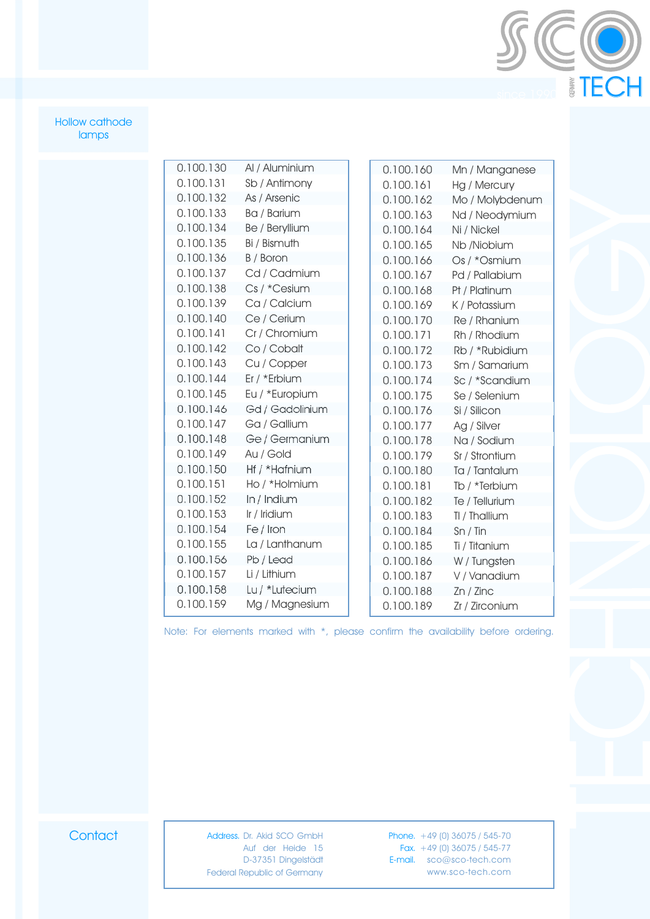## Hollow cathode lamps

| | |
|---|---|
| 0.100.130 | Al / Aluminium |
| 0.100.131 | Sb / Antimony |
| 0.100.132 | As / Arsenic |
| 0.100.133 | Ba / Barium |
| 0.100.134 | Be / Beryllium |
| 0.100.135 | Bi / Bismuth |
| 0.100.136 | B / Boron |
| 0.100.137 | Cd / Cadmium |
| 0.100.138 | Cs / *Cesium |
| 0.100.139 | Ca / Calcium |
| 0.100.140 | Ce / Cerium |
| 0.100.141 | Cr / Chromium |
| 0.100.142 | Co / Cobalt |
| 0.100.143 | Cu / Copper |
| 0.100.144 | Er / *Erbium |
| 0.100.145 | Eu / *Europium |
| 0.100.146 | Gd / Gadolinium |
| 0.100.147 | Ga / Gallium |
| 0.100.148 | Ge / Germanium |
| 0.100.149 | Au / Gold |
| 0.100.150 | Hf / *Hafnium |
| 0.100.151 | Ho / *Holmium |
| 0.100.152 | In / Indium |
| 0.100.153 | Ir / Iridium |
| 0.100.154 | Fe / Iron |
| 0.100.155 | La / Lanthanum |
| 0.100.156 | Pb / Lead |
| 0.100.157 | Li / Lithium |
| 0.100.158 | Lu / *Lutecium |
| 0.100.159 | Mg / Magnesium |

| | |
|---|---|
| 0.100.160 | Mn / Manganese |
| 0.100.161 | Hg / Mercury |
| 0.100.162 | Mo / Molybdenum |
| 0.100.163 | Nd / Neodymium |
| 0.100.164 | Ni / Nickel |
| 0.100.165 | Nb /Niobium |
| 0.100.166 | Os / *Osmium |
| 0.100.167 | Pd / Pallabium |
| 0.100.168 | Pt / Platinum |
| 0.100.169 | K / Potassium |
| 0.100.170 | Re / Rhanium |
| 0.100.171 | Rh / Rhodium |
| 0.100.172 | Rb / *Rubidium |
| 0.100.173 | Sm / Samarium |
| 0.100.174 | Sc / *Scandium |
| 0.100.175 | Se / Selenium |
| 0.100.176 | Si / Silicon |
| 0.100.177 | Ag / Silver |
| 0.100.178 | Na / Sodium |
| 0.100.179 | Sr / Strontium |
| 0.100.180 | Ta / Tantalum |
| 0.100.181 | Tb / *Terbium |
| 0.100.182 | Te / Tellurium |
| 0.100.183 | Tl / Thallium |
| 0.100.184 | Sn / Tin |
| 0.100.185 | Ti / Titanium |
| 0.100.186 | W / Tungsten |
| 0.100.187 | V / Vanadium |
| 0.100.188 | Zn / Zinc |
| 0.100.189 | Zr / Zirconium |

Note: For elements marked with *, please confirm the availability before ordering.

## Contact

Address. Dr. Akid SCO GmbH
Auf der Heide 15
D-37351 Dingelstädt
Federal Republic of Germany

Phone. +49 (0) 36075 / 545-70
Fax. +49 (0) 36075 / 545-77
E-mail. sco@sco-tech.com
www.sco-tech.com